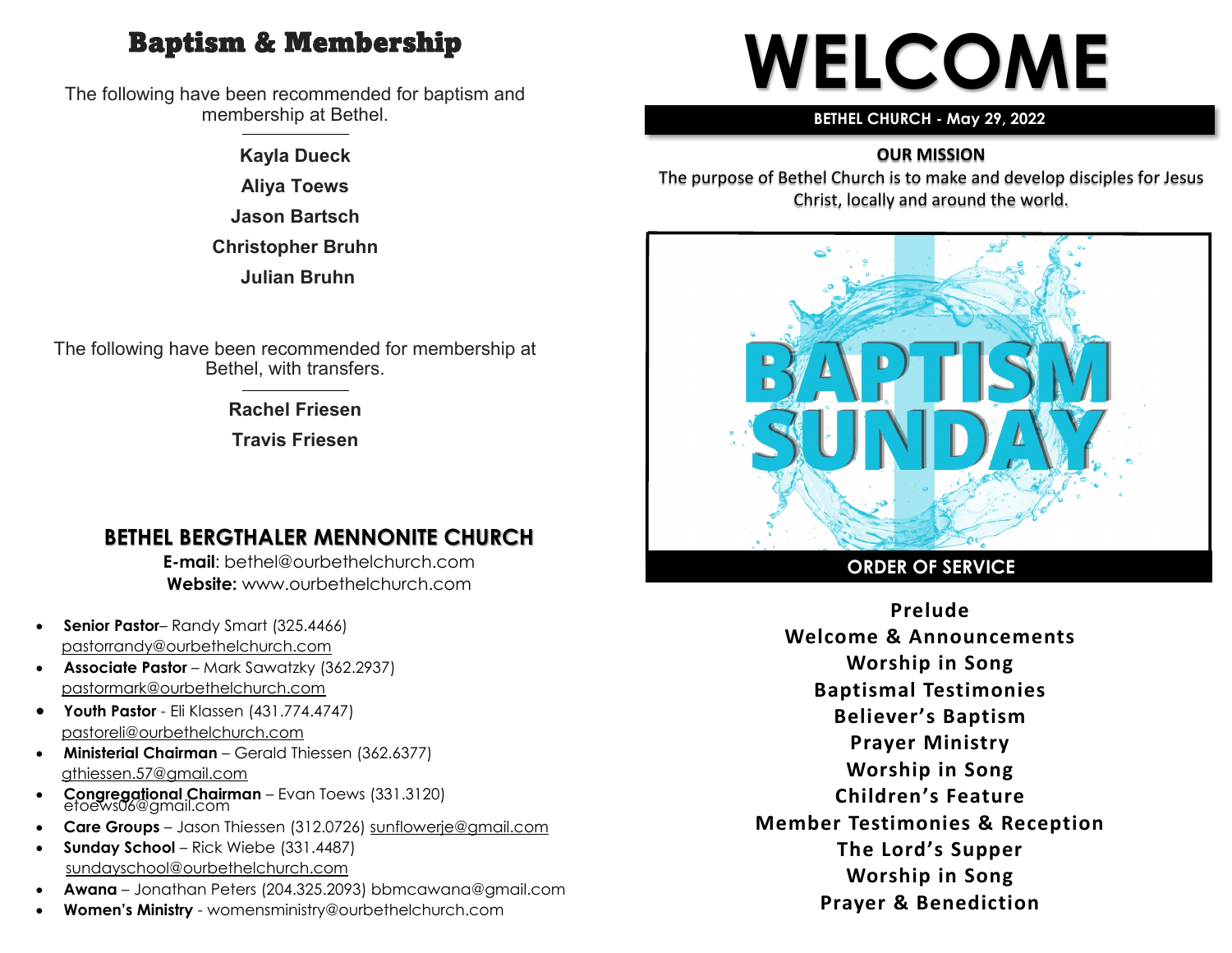# Baptism & Membership

The following have been recommended for baptism and membership at Bethel.

**Kayla Dueck**

**Aliya Toews**

**Jason Bartsch**

**Christopher Bruhn**

**Julian Bruhn**

The following have been recommended for membership at Bethel, with transfers.

**Rachel Friesen**

**Travis Friesen**

## BETHEL BERGTHALER MENNONITE CHURCH

**E-mail**: bethel@ourbethelchurch.com
**Website:** www.ourbethelchurch.com

- **Senior Pastor**– Randy Smart (325.4466) pastorrandy@ourbethelchurch.com
- **Associate Pastor** – Mark Sawatzky (362.2937) pastormark@ourbethelchurch.com
- **Youth Pastor** - Eli Klassen (431.774.4747) pastoreli@ourbethelchurch.com
- **Ministerial Chairman** – Gerald Thiessen (362.6377) gthiessen.57@gmail.com
- **Congregational Chairman** – Evan Toews (331.3120) etoews06@gmail.com
- **Care Groups** – Jason Thiessen (312.0726) sunflowerje@gmail.com
- **Sunday School** – Rick Wiebe (331.4487) sundayschool@ourbethelchurch.com
- **Awana** – Jonathan Peters (204.325.2093) bbmcawana@gmail.com
- **Women's Ministry** - womensministry@ourbethelchurch.com

# WELCOME

**BETHEL CHURCH - May 29, 2022**

**OUR MISSION**

The purpose of Bethel Church is to make and develop disciples for Jesus Christ, locally and around the world.

BAPTISM SUNDAY

## ORDER OF SERVICE

**Prelude**
**Welcome & Announcements**
**Worship in Song**
**Baptismal Testimonies**
**Believer's Baptism**
**Prayer Ministry**
**Worship in Song**
**Children's Feature**
**Member Testimonies & Reception**
**The Lord's Supper**
**Worship in Song**
**Prayer & Benediction**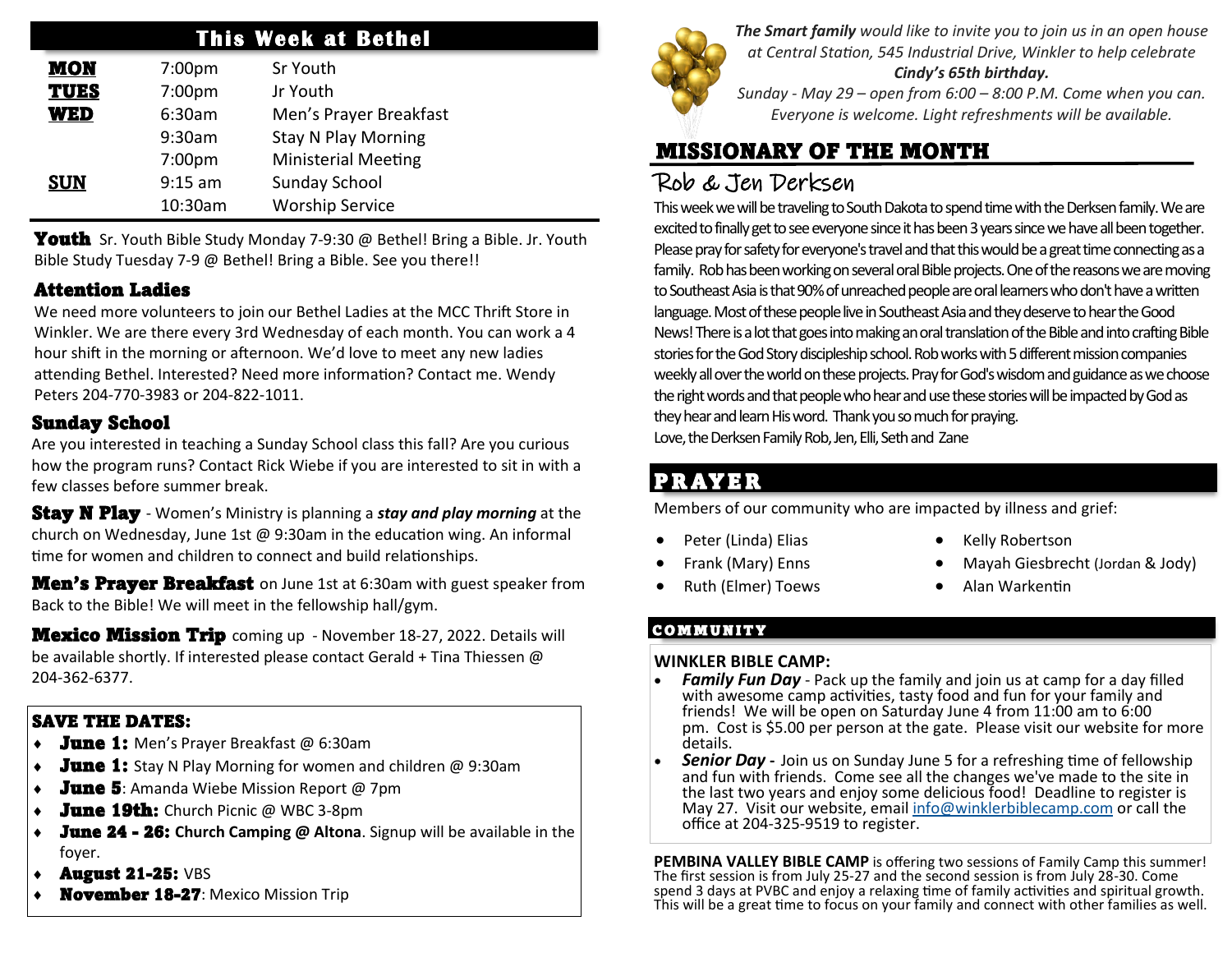## This Week at Bethel

| | | |
|---|---|---|
| **MON** | 7:00pm | Sr Youth |
| **TUES** | 7:00pm | Jr Youth |
| **WED** | 6:30am | Men's Prayer Breakfast |
| | 9:30am | Stay N Play Morning |
| | 7:00pm | Ministerial Meeting |
| **SUN** | 9:15 am | Sunday School |
| | 10:30am | Worship Service |

**Youth** Sr. Youth Bible Study Monday 7-9:30 @ Bethel! Bring a Bible. Jr. Youth Bible Study Tuesday 7-9 @ Bethel! Bring a Bible. See you there!!

### Attention Ladies

We need more volunteers to join our Bethel Ladies at the MCC Thrift Store in Winkler. We are there every 3rd Wednesday of each month. You can work a 4 hour shift in the morning or afternoon. We'd love to meet any new ladies attending Bethel. Interested? Need more information? Contact me. Wendy Peters 204-770-3983 or 204-822-1011.

### Sunday School

Are you interested in teaching a Sunday School class this fall? Are you curious how the program runs? Contact Rick Wiebe if you are interested to sit in with a few classes before summer break.

**Stay N Play** - Women's Ministry is planning a ***stay and play morning*** at the church on Wednesday, June 1st @ 9:30am in the education wing. An informal time for women and children to connect and build relationships.

**Men's Prayer Breakfast** on June 1st at 6:30am with guest speaker from Back to the Bible! We will meet in the fellowship hall/gym.

**Mexico Mission Trip** coming up - November 18-27, 2022. Details will be available shortly. If interested please contact Gerald + Tina Thiessen @ 204-362-6377.

### SAVE THE DATES:

- **June 1:** Men's Prayer Breakfast @ 6:30am
- **June 1:** Stay N Play Morning for women and children @ 9:30am
- **June 5**: Amanda Wiebe Mission Report @ 7pm
- **June 19th:** Church Picnic @ WBC 3-8pm
- **June 24 - 26: Church Camping @ Altona**. Signup will be available in the foyer.
- **August 21-25:** VBS
- **November 18-27**: Mexico Mission Trip

***The Smart family*** *would like to invite you to join us in an open house at Central Station, 545 Industrial Drive, Winkler to help celebrate* ***Cindy's 65th birthday.***
*Sunday - May 29 – open from 6:00 – 8:00 P.M. Come when you can. Everyone is welcome. Light refreshments will be available.*

## MISSIONARY OF THE MONTH

### Rob & Jen Derksen

This week we will be traveling to South Dakota to spend time with the Derksen family. We are excited to finally get to see everyone since it has been 3 years since we have all been together. Please pray for safety for everyone's travel and that this would be a great time connecting as a family. Rob has been working on several oral Bible projects. One of the reasons we are moving to Southeast Asia is that 90% of unreached people are oral learners who don't have a written language. Most of these people live in Southeast Asia and they deserve to hear the Good News! There is a lot that goes into making an oral translation of the Bible and into crafting Bible stories for the God Story discipleship school. Rob works with 5 different mission companies weekly all over the world on these projects. Pray for God's wisdom and guidance as we choose the right words and that people who hear and use these stories will be impacted by God as they hear and learn His word. Thank you so much for praying.
Love, the Derksen Family Rob, Jen, Elli, Seth and Zane

## PRAYER

Members of our community who are impacted by illness and grief:

- Peter (Linda) Elias
- Frank (Mary) Enns
- Ruth (Elmer) Toews
- Kelly Robertson
- Mayah Giesbrecht (Jordan & Jody)
- Alan Warkentin

## COMMUNITY

**WINKLER BIBLE CAMP:**

- ***Family Fun Day*** - Pack up the family and join us at camp for a day filled with awesome camp activities, tasty food and fun for your family and friends! We will be open on Saturday June 4 from 11:00 am to 6:00 pm. Cost is $5.00 per person at the gate. Please visit our website for more details.
- ***Senior Day -*** Join us on Sunday June 5 for a refreshing time of fellowship and fun with friends. Come see all the changes we've made to the site in the last two years and enjoy some delicious food! Deadline to register is May 27. Visit our website, email info@winklerbiblecamp.com or call the office at 204-325-9519 to register.

**PEMBINA VALLEY BIBLE CAMP** is offering two sessions of Family Camp this summer! The first session is from July 25-27 and the second session is from July 28-30. Come spend 3 days at PVBC and enjoy a relaxing time of family activities and spiritual growth. This will be a great time to focus on your family and connect with other families as well.